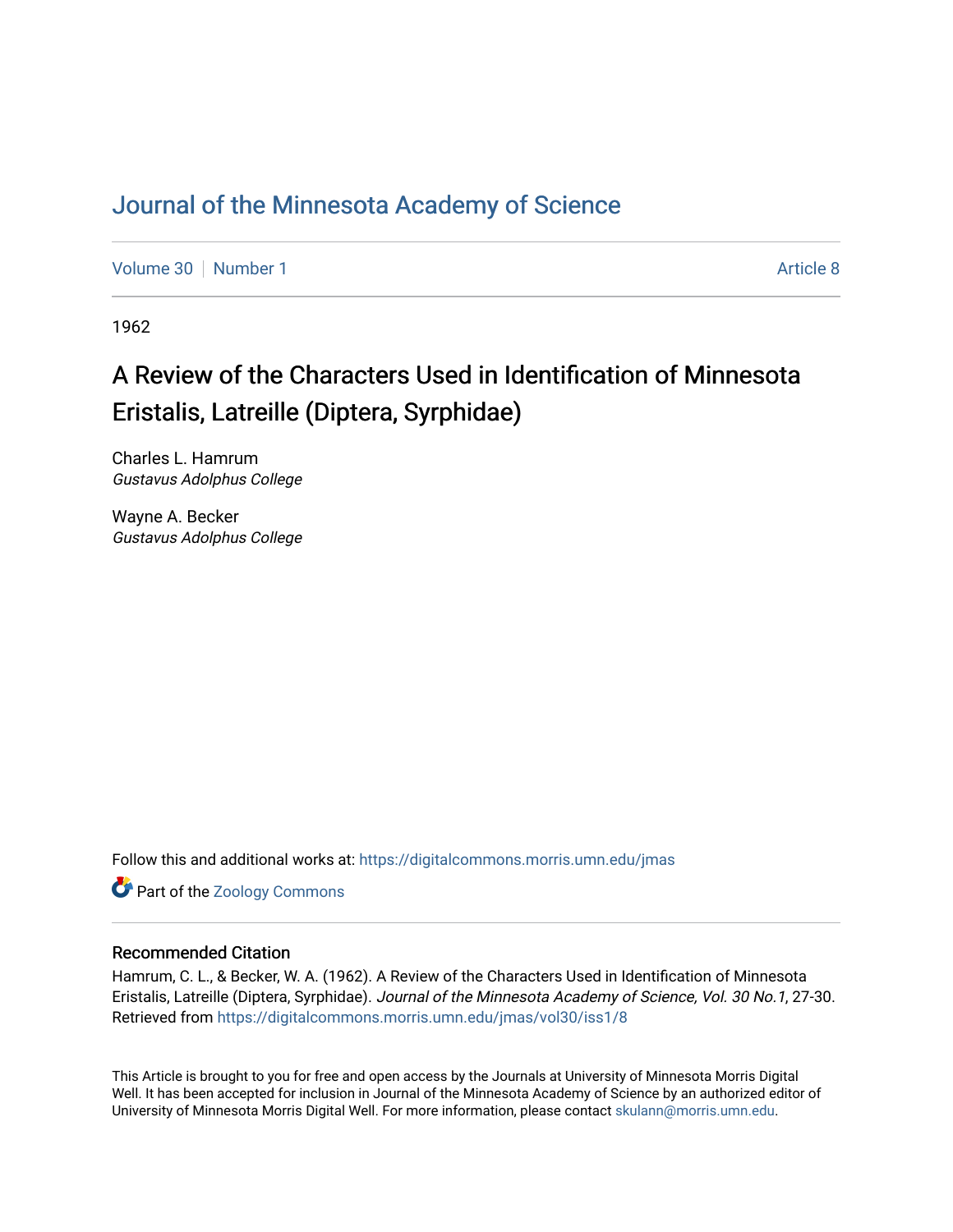# Journal of the Minnesota Academy of Science

Volume 30 | Number 1 | Article 8

1962

## A Review of the Characters Used in Identification of Minnesota Eristalis, Latreille (Diptera, Syrphidae)

Charles L. Hamrum
*Gustavus Adolphus College*

Wayne A. Becker
*Gustavus Adolphus College*

Follow this and additional works at: https://digitalcommons.morris.umn.edu/jmas

Part of the Zoology Commons

### Recommended Citation

Hamrum, C. L., & Becker, W. A. (1962). A Review of the Characters Used in Identification of Minnesota Eristalis, Latreille (Diptera, Syrphidae). *Journal of the Minnesota Academy of Science, Vol. 30 No.1*, 27-30. Retrieved from https://digitalcommons.morris.umn.edu/jmas/vol30/iss1/8

This Article is brought to you for free and open access by the Journals at University of Minnesota Morris Digital Well. It has been accepted for inclusion in Journal of the Minnesota Academy of Science by an authorized editor of University of Minnesota Morris Digital Well. For more information, please contact skulann@morris.umn.edu.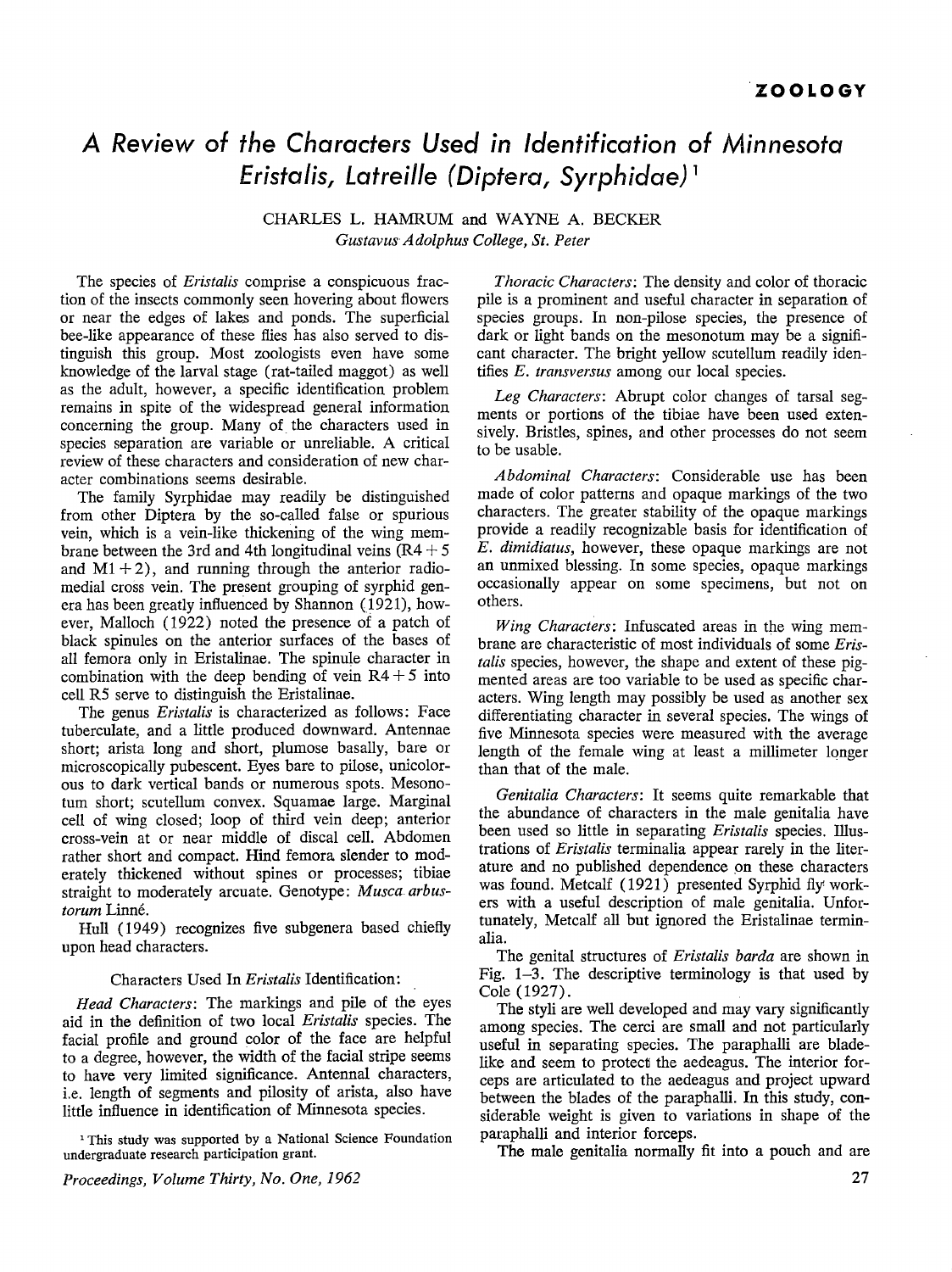**ZOOLOGY**

# A Review of the Characters Used in Identification of Minnesota *Eristalis*, Latreille (Diptera, Syrphidae)[1]

CHARLES L. HAMRUM and WAYNE A. BECKER
*Gustavus Adolphus College, St. Peter*

The species of *Eristalis* comprise a conspicuous fraction of the insects commonly seen hovering about flowers or near the edges of lakes and ponds. The superficial bee-like appearance of these flies has also served to distinguish this group. Most zoologists even have some knowledge of the larval stage (rat-tailed maggot) as well as the adult, however, a specific identification problem remains in spite of the widespread general information concerning the group. Many of the characters used in species separation are variable or unreliable. A critical review of these characters and consideration of new character combinations seems desirable.

The family Syrphidae may readily be distinguished from other Diptera by the so-called false or spurious vein, which is a vein-like thickening of the wing membrane between the 3rd and 4th longitudinal veins (R4 + 5 and M1 + 2), and running through the anterior radiomedial cross vein. The present grouping of syrphid genera has been greatly influenced by Shannon (1921), however, Malloch (1922) noted the presence of a patch of black spinules on the anterior surfaces of the bases of all femora only in Eristalinae. The spinule character in combination with the deep bending of vein R4 + 5 into cell R5 serve to distinguish the Eristalinae.

The genus *Eristalis* is characterized as follows: Face tuberculate, and a little produced downward. Antennae short; arista long and short, plumose basally, bare or microscopically pubescent. Eyes bare to pilose, unicolorous to dark vertical bands or numerous spots. Mesonotum short; scutellum convex. Squamae large. Marginal cell of wing closed; loop of third vein deep; anterior cross-vein at or near middle of discal cell. Abdomen rather short and compact. Hind femora slender to moderately thickened without spines or processes; tibiae straight to moderately arcuate. Genotype: *Musca arbustorum* Linné.

Hull (1949) recognizes five subgenera based chiefly upon head characters.

## Characters Used In *Eristalis* Identification:

*Head Characters*: The markings and pile of the eyes aid in the definition of two local *Eristalis* species. The facial profile and ground color of the face are helpful to a degree, however, the width of the facial stripe seems to have very limited significance. Antennal characters, i.e. length of segments and pilosity of arista, also have little influence in identification of Minnesota species.

*Thoracic Characters*: The density and color of thoracic pile is a prominent and useful character in separation of species groups. In non-pilose species, the presence of dark or light bands on the mesonotum may be a significant character. The bright yellow scutellum readily identifies *E. transversus* among our local species.

*Leg Characters*: Abrupt color changes of tarsal segments or portions of the tibiae have been used extensively. Bristles, spines, and other processes do not seem to be usable.

*Abdominal Characters*: Considerable use has been made of color patterns and opaque markings of the two characters. The greater stability of the opaque markings provide a readily recognizable basis for identification of *E. dimidiatus*, however, these opaque markings are not an unmixed blessing. In some species, opaque markings occasionally appear on some specimens, but not on others.

*Wing Characters*: Infuscated areas in the wing membrane are characteristic of most individuals of some *Eristalis* species, however, the shape and extent of these pigmented areas are too variable to be used as specific characters. Wing length may possibly be used as another sex differentiating character in several species. The wings of five Minnesota species were measured with the average length of the female wing at least a millimeter longer than that of the male.

*Genitalia Characters*: It seems quite remarkable that the abundance of characters in the male genitalia have been used so little in separating *Eristalis* species. Illustrations of *Eristalis* terminalia appear rarely in the literature and no published dependence on these characters was found. Metcalf (1921) presented Syrphid fly workers with a useful description of male genitalia. Unfortunately, Metcalf all but ignored the Eristalinae terminalia.

The genital structures of *Eristalis barda* are shown in Fig. 1–3. The descriptive terminology is that used by Cole (1927).

The styli are well developed and may vary significantly among species. The cerci are small and not particularly useful in separating species. The paraphalli are blade-like and seem to protect the aedeagus. The interior forceps are articulated to the aedeagus and project upward between the blades of the paraphalli. In this study, considerable weight is given to variations in shape of the paraphalli and interior forceps.

The male genitalia normally fit into a pouch and are

[1] This study was supported by a National Science Foundation undergraduate research participation grant.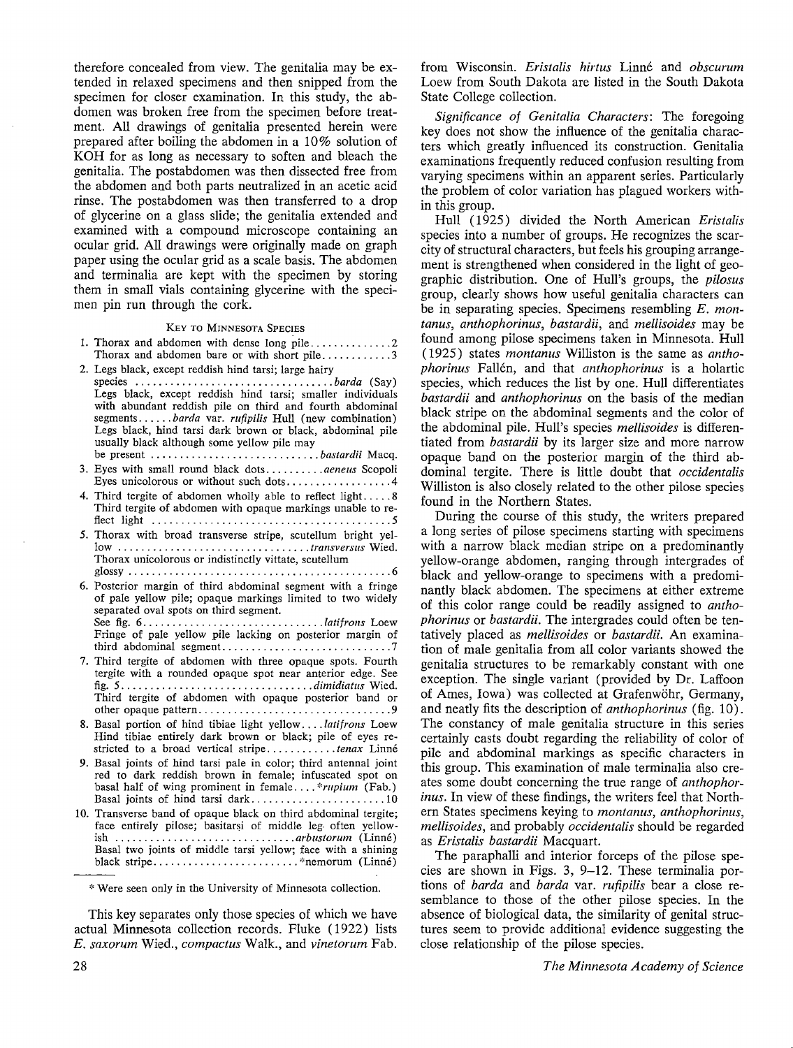therefore concealed from view. The genitalia may be extended in relaxed specimens and then snipped from the specimen for closer examination. In this study, the abdomen was broken free from the specimen before treatment. All drawings of genitalia presented herein were prepared after boiling the abdomen in a 10% solution of KOH for as long as necessary to soften and bleach the genitalia. The postabdomen was then dissected free from the abdomen and both parts neutralized in an acetic acid rinse. The postabdomen was then transferred to a drop of glycerine on a glass slide; the genitalia extended and examined with a compound microscope containing an ocular grid. All drawings were originally made on graph paper using the ocular grid as a scale basis. The abdomen and terminalia are kept with the specimen by storing them in small vials containing glycerine with the specimen pin run through the cork.

### Key to Minnesota Species

1. Thorax and abdomen with dense long pile .............. 2
   Thorax and abdomen bare or with short pile ............ 3
2. Legs black, except reddish hind tarsi; large hairy species .................................. *barda* (Say)
   Legs black, except reddish hind tarsi; smaller individuals with abundant reddish pile on third and fourth abdominal segments...... *barda* var. *rufipilis* Hull (new combination)
   Legs black, hind tarsi dark brown or black, abdominal pile usually black although some yellow pile may be present ............................ *bastardii* Macq.
3. Eyes with small round black dots .......... *aeneus* Scopoli
   Eyes unicolorous or without such dots .................. 4
4. Third tergite of abdomen wholly able to reflect light ..... 8
   Third tergite of abdomen with opaque markings unable to reflect light ......................................... 5
5. Thorax with broad transverse stripe, scutellum bright yellow ................................ *transversus* Wied.
   Thorax unicolorous or indistinctly vittate, scutellum glossy ............................................. 6
6. Posterior margin of third abdominal segment with a fringe of pale yellow pile; opaque markings limited to two widely separated oval spots on third segment. See fig. 6 ............................... *latifrons* Loew
   Fringe of pale yellow pile lacking on posterior margin of third abdominal segment ............................. 7
7. Third tergite of abdomen with three opaque spots. Fourth tergite with a rounded opaque spot near anterior edge. See fig. 5 ................................ *dimidiatus* Wied.
   Third tergite of abdomen with opaque posterior band or other opaque pattern ................................. 9
8. Basal portion of hind tibiae light yellow .... *latifrons* Loew
   Hind tibiae entirely dark brown or black; pile of eyes restricted to a broad vertical stripe ............ *tenax* Linné
9. Basal joints of hind tarsi pale in color; third antennal joint red to dark reddish brown in female; infuscated spot on basal half of wing prominent in female .... \**rupium* (Fab.)
   Basal joints of hind tarsi dark ....................... 10
10. Transverse band of opaque black on third abdominal tergite; face entirely pilose; basitarsi of middle leg often yellowish .............................. *arbustorum* (Linné)
    Basal two joints of middle tarsi yellow; face with a shining black stripe ......................... \*nemorum (Linné)

\* Were seen only in the University of Minnesota collection.

This key separates only those species of which we have actual Minnesota collection records. Fluke (1922) lists *E. saxorum* Wied., *compactus* Walk., and *vinetorum* Fab. from Wisconsin. *Eristalis hirtus* Linné and *obscurum* Loew from South Dakota are listed in the South Dakota State College collection.

*Significance of Genitalia Characters*: The foregoing key does not show the influence of the genitalia characters which greatly influenced its construction. Genitalia examinations frequently reduced confusion resulting from varying specimens within an apparent series. Particularly the problem of color variation has plagued workers within this group.

Hull (1925) divided the North American *Eristalis* species into a number of groups. He recognizes the scarcity of structural characters, but feels his grouping arrangement is strengthened when considered in the light of geographic distribution. One of Hull's groups, the *pilosus* group, clearly shows how useful genitalia characters can be in separating species. Specimens resembling *E. montanus*, *anthophorinus*, *bastardii*, and *mellisoides* may be found among pilose specimens taken in Minnesota. Hull (1925) states *montanus* Williston is the same as *anthophorinus* Fallén, and that *anthophorinus* is a holartic species, which reduces the list by one. Hull differentiates *bastardii* and *anthophorinus* on the basis of the median black stripe on the abdominal segments and the color of the abdominal pile. Hull's species *mellisoides* is differentiated from *bastardii* by its larger size and more narrow opaque band on the posterior margin of the third abdominal tergite. There is little doubt that *occidentalis* Williston is also closely related to the other pilose species found in the Northern States.

During the course of this study, the writers prepared a long series of pilose specimens starting with specimens with a narrow black median stripe on a predominantly yellow-orange abdomen, ranging through intergrades of black and yellow-orange to specimens with a predominantly black abdomen. The specimens at either extreme of this color range could be readily assigned to *anthophorinus* or *bastardii*. The intergrades could often be tentatively placed as *mellisoides* or *bastardii*. An examination of male genitalia from all color variants showed the genitalia structures to be remarkably constant with one exception. The single variant (provided by Dr. Laffoon of Ames, Iowa) was collected at Grafenwöhr, Germany, and neatly fits the description of *anthophorinus* (fig. 10). The constancy of male genitalia structure in this series certainly casts doubt regarding the reliability of color of pile and abdominal markings as specific characters in this group. This examination of male terminalia also creates some doubt concerning the true range of *anthophorinus*. In view of these findings, the writers feel that Northern States specimens keying to *montanus*, *anthophorinus*, *mellisoides*, and probably *occidentalis* should be regarded as *Eristalis bastardii* Macquart.

The paraphalli and interior forceps of the pilose species are shown in Figs. 3, 9–12. These terminalia portions of *barda* and *barda* var. *rufipilis* bear a close resemblance to those of the other pilose species. In the absence of biological data, the similarity of genital structures seem to provide additional evidence suggesting the close relationship of the pilose species.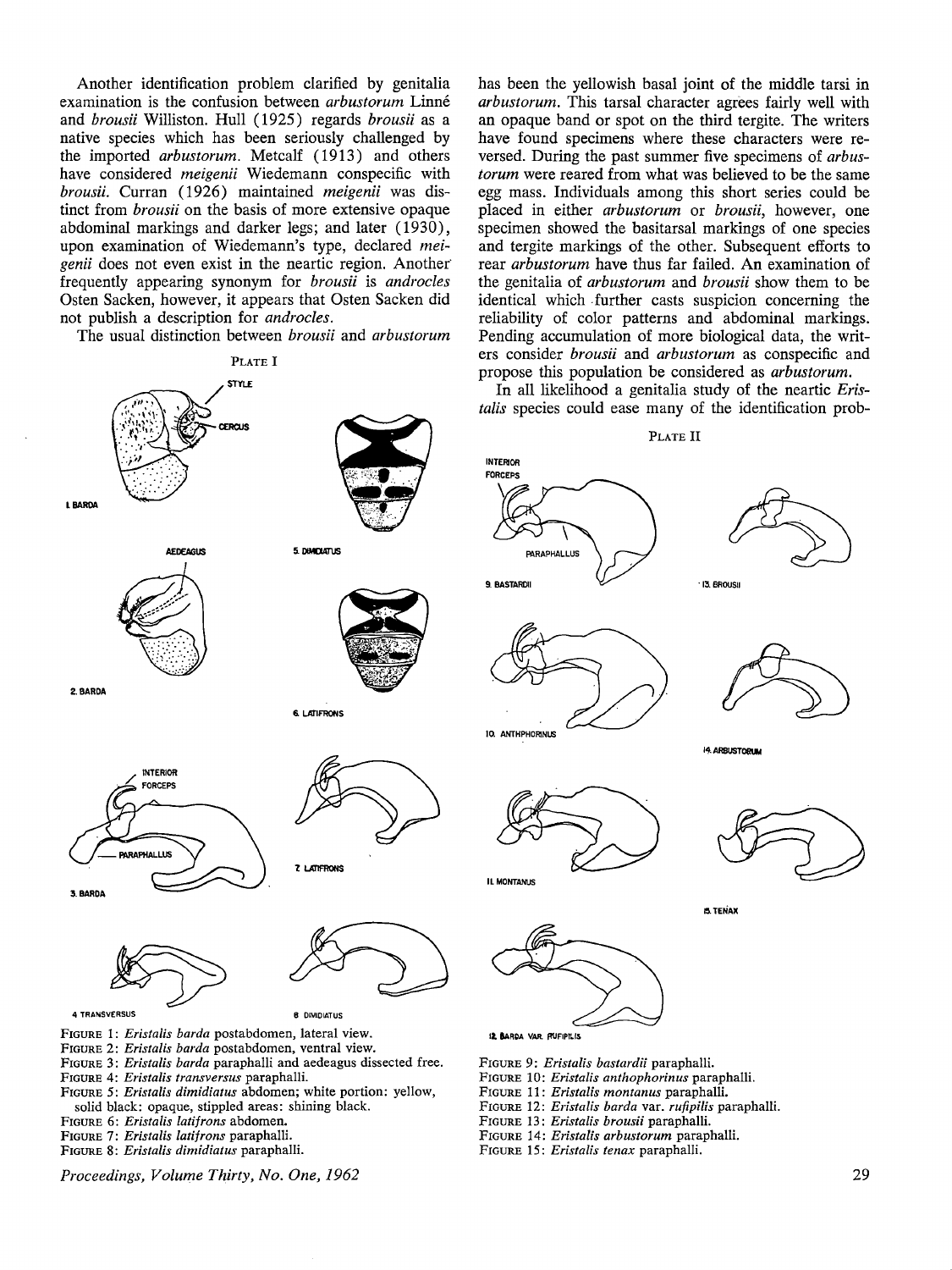Another identification problem clarified by genitalia examination is the confusion between *arbustorum* Linné and *brousii* Williston. Hull (1925) regards *brousii* as a native species which has been seriously challenged by the imported *arbustorum*. Metcalf (1913) and others have considered *meigenii* Wiedemann conspecific with *brousii*. Curran (1926) maintained *meigenii* was distinct from *brousii* on the basis of more extensive opaque abdominal markings and darker legs; and later (1930), upon examination of Wiedemann's type, declared *meigenii* does not even exist in the nearctic region. Another frequently appearing synonym for *brousii* is *androcles* Osten Sacken, however, it appears that Osten Sacken did not publish a description for *androcles*.

The usual distinction between *brousii* and *arbustorum* has been the yellowish basal joint of the middle tarsi in *arbustorum*. This tarsal character agrees fairly well with an opaque band or spot on the third tergite. The writers have found specimens where these characters were reversed. During the past summer five specimens of *arbustorum* were reared from what was believed to be the same egg mass. Individuals among this short series could be placed in either *arbustorum* or *brousii*, however, one specimen showed the basitarsal markings of one species and tergite markings of the other. Subsequent efforts to rear *arbustorum* have thus far failed. An examination of the genitalia of *arbustorum* and *brousii* show them to be identical which further casts suspicion concerning the reliability of color patterns and abdominal markings. Pending accumulation of more biological data, the writers consider *brousii* and *arbustorum* as conspecific and propose this population be considered as *arbustorum*.

In all likelihood a genitalia study of the nearctic *Eristalis* species could ease many of the identification prob-

PLATE I

FIGURE 1: *Eristalis barda* postabdomen, lateral view.
FIGURE 2: *Eristalis barda* postabdomen, ventral view.
FIGURE 3: *Eristalis barda* paraphalli and aedeagus dissected free.
FIGURE 4: *Eristalis transversus* paraphalli.
FIGURE 5: *Eristalis dimidiatus* abdomen; white portion: yellow, solid black: opaque, stippled areas: shining black.
FIGURE 6: *Eristalis latifrons* abdomen.
FIGURE 7: *Eristalis latifrons* paraphalli.
FIGURE 8: *Eristalis dimidiatus* paraphalli.

PLATE II

FIGURE 9: *Eristalis bastardii* paraphalli.
FIGURE 10: *Eristalis anthophorinus* paraphalli.
FIGURE 11: *Eristalis montanus* paraphalli.
FIGURE 12: *Eristalis barda* var. *rufipilis* paraphalli.
FIGURE 13: *Eristalis brousii* paraphalli.
FIGURE 14: *Eristalis arbustorum* paraphalli.
FIGURE 15: *Eristalis tenax* paraphalli.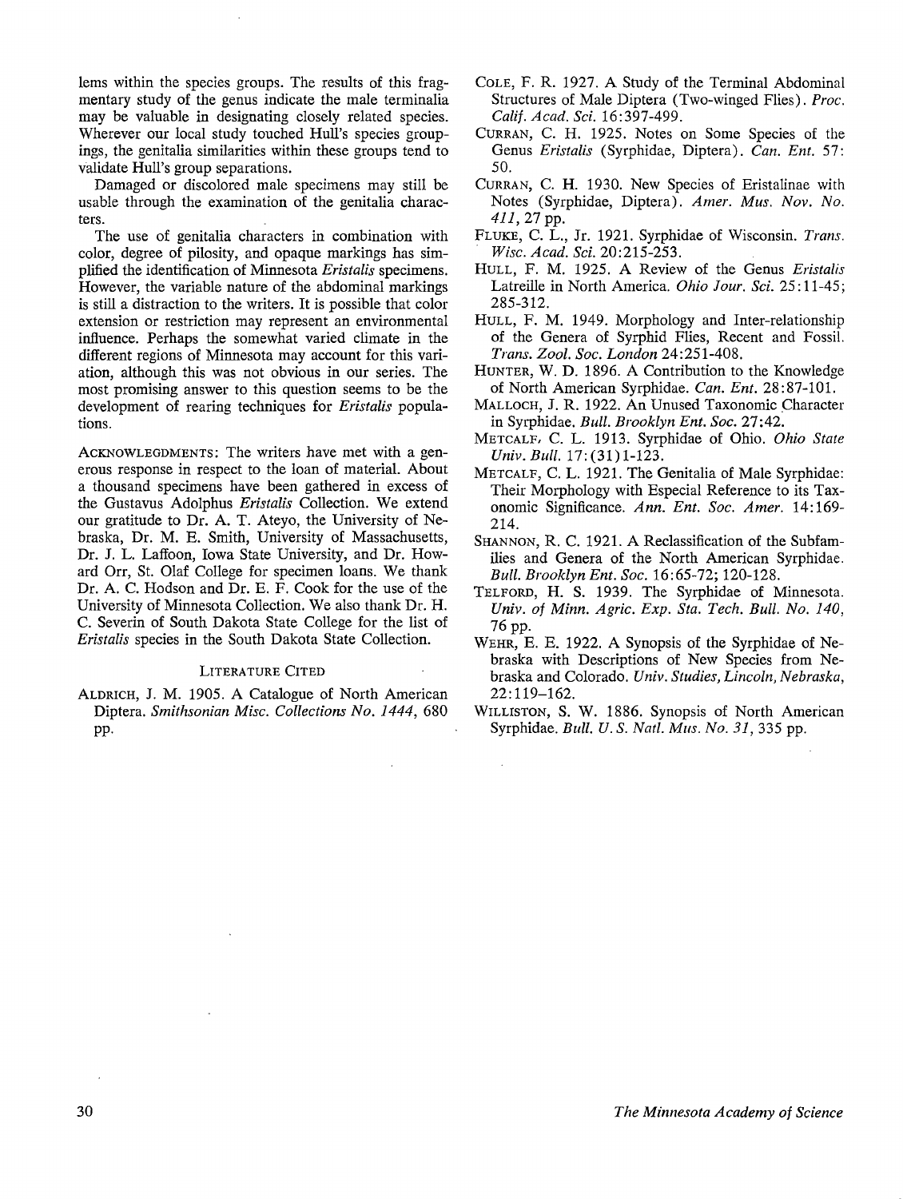lems within the species groups. The results of this fragmentary study of the genus indicate the male terminalia may be valuable in designating closely related species. Wherever our local study touched Hull's species groupings, the genitalia similarities within these groups tend to validate Hull's group separations.

Damaged or discolored male specimens may still be usable through the examination of the genitalia characters.

The use of genitalia characters in combination with color, degree of pilosity, and opaque markings has simplified the identification of Minnesota *Eristalis* specimens. However, the variable nature of the abdominal markings is still a distraction to the writers. It is possible that color extension or restriction may represent an environmental influence. Perhaps the somewhat varied climate in the different regions of Minnesota may account for this variation, although this was not obvious in our series. The most promising answer to this question seems to be the development of rearing techniques for *Eristalis* populations.

ACKNOWLEGDMENTS: The writers have met with a generous response in respect to the loan of material. About a thousand specimens have been gathered in excess of the Gustavus Adolphus *Eristalis* Collection. We extend our gratitude to Dr. A. T. Ateyo, the University of Nebraska, Dr. M. E. Smith, University of Massachusetts, Dr. J. L. Laffoon, Iowa State University, and Dr. Howard Orr, St. Olaf College for specimen loans. We thank Dr. A. C. Hodson and Dr. E. F. Cook for the use of the University of Minnesota Collection. We also thank Dr. H. C. Severin of South Dakota State College for the list of *Eristalis* species in the South Dakota State Collection.

## LITERATURE CITED

ALDRICH, J. M. 1905. A Catalogue of North American Diptera. *Smithsonian Misc. Collections No. 1444*, 680 pp.

COLE, F. R. 1927. A Study of the Terminal Abdominal Structures of Male Diptera (Two-winged Flies). *Proc. Calif. Acad. Sci.* 16:397-499.

CURRAN, C. H. 1925. Notes on Some Species of the Genus *Eristalis* (Syrphidae, Diptera). *Can. Ent.* 57: 50.

CURRAN, C. H. 1930. New Species of Eristalinae with Notes (Syrphidae, Diptera). *Amer. Mus. Nov. No. 411*, 27 pp.

FLUKE, C. L., Jr. 1921. Syrphidae of Wisconsin. *Trans. Wisc. Acad. Sci.* 20:215-253.

HULL, F. M. 1925. A Review of the Genus *Eristalis* Latreille in North America. *Ohio Jour. Sci.* 25:11-45; 285-312.

HULL, F. M. 1949. Morphology and Inter-relationship of the Genera of Syrphid Flies, Recent and Fossil. *Trans. Zool. Soc. London* 24:251-408.

HUNTER, W. D. 1896. A Contribution to the Knowledge of North American Syrphidae. *Can. Ent.* 28:87-101.

MALLOCH, J. R. 1922. An Unused Taxonomic Character in Syrphidae. *Bull. Brooklyn Ent. Soc.* 27:42.

METCALF, C. L. 1913. Syrphidae of Ohio. *Ohio State Univ. Bull.* 17:(31)1-123.

METCALF, C. L. 1921. The Genitalia of Male Syrphidae: Their Morphology with Especial Reference to its Taxonomic Significance. *Ann. Ent. Soc. Amer.* 14:169-214.

SHANNON, R. C. 1921. A Reclassification of the Subfamilies and Genera of the North American Syrphidae. *Bull. Brooklyn Ent. Soc.* 16:65-72; 120-128.

TELFORD, H. S. 1939. The Syrphidae of Minnesota. *Univ. of Minn. Agric. Exp. Sta. Tech. Bull. No. 140*, 76 pp.

WEHR, E. E. 1922. A Synopsis of the Syrphidae of Nebraska with Descriptions of New Species from Nebraska and Colorado. *Univ. Studies, Lincoln, Nebraska*, 22:119-162.

WILLISTON, S. W. 1886. Synopsis of North American Syrphidae. *Bull. U. S. Natl. Mus. No. 31*, 335 pp.